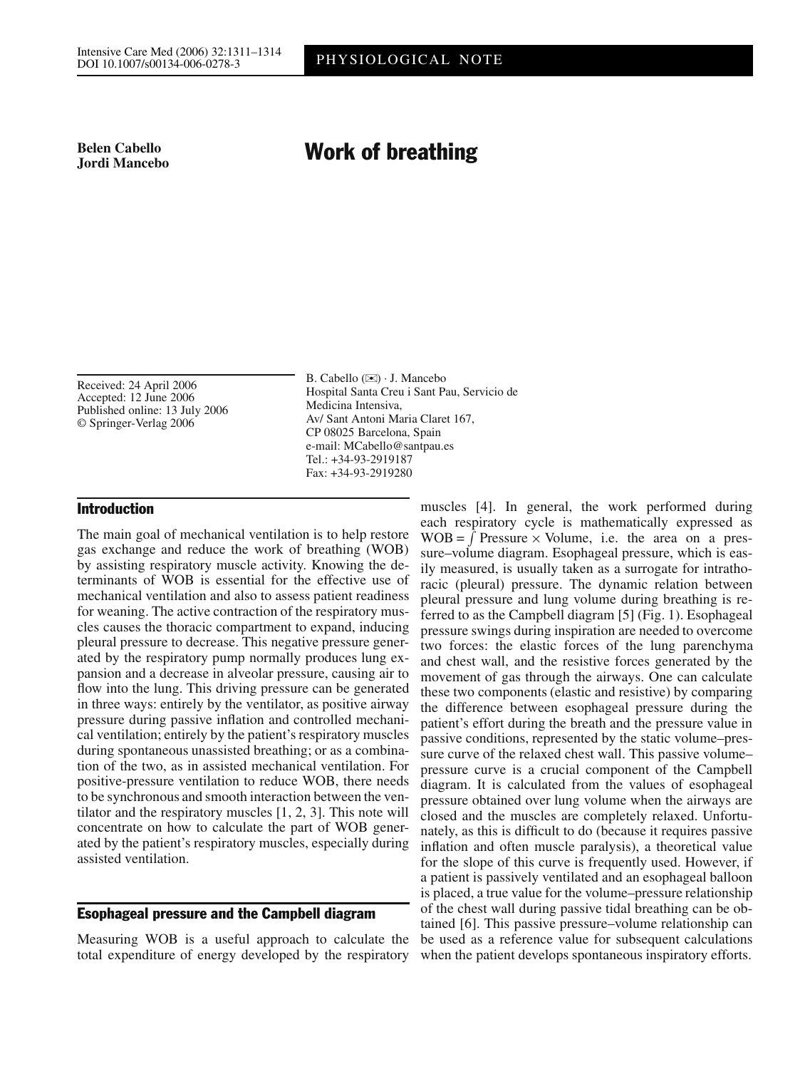PHYSIOLOGICAL NOTE

**Belen Cabello**
**Jordi Mancebo**

# Work of breathing

Received: 24 April 2006
Accepted: 12 June 2006
Published online: 13 July 2006
© Springer-Verlag 2006

B. Cabello (✉) · J. Mancebo
Hospital Santa Creu i Sant Pau, Servicio de Medicina Intensiva,
Av/ Sant Antoni Maria Claret 167,
CP 08025 Barcelona, Spain
e-mail: MCabello@santpau.es
Tel.: +34-93-2919187
Fax: +34-93-2919280

## Introduction

The main goal of mechanical ventilation is to help restore gas exchange and reduce the work of breathing (WOB) by assisting respiratory muscle activity. Knowing the determinants of WOB is essential for the effective use of mechanical ventilation and also to assess patient readiness for weaning. The active contraction of the respiratory muscles causes the thoracic compartment to expand, inducing pleural pressure to decrease. This negative pressure generated by the respiratory pump normally produces lung expansion and a decrease in alveolar pressure, causing air to flow into the lung. This driving pressure can be generated in three ways: entirely by the ventilator, as positive airway pressure during passive inflation and controlled mechanical ventilation; entirely by the patient's respiratory muscles during spontaneous unassisted breathing; or as a combination of the two, as in assisted mechanical ventilation. For positive-pressure ventilation to reduce WOB, there needs to be synchronous and smooth interaction between the ventilator and the respiratory muscles [1, 2, 3]. This note will concentrate on how to calculate the part of WOB generated by the patient's respiratory muscles, especially during assisted ventilation.

## Esophageal pressure and the Campbell diagram

Measuring WOB is a useful approach to calculate the total expenditure of energy developed by the respiratory muscles [4]. In general, the work performed during each respiratory cycle is mathematically expressed as $\text{WOB} = \int \text{Pressure} \times \text{Volume}$, i.e. the area on a pressure–volume diagram. Esophageal pressure, which is easily measured, is usually taken as a surrogate for intrathoracic (pleural) pressure. The dynamic relation between pleural pressure and lung volume during breathing is referred to as the Campbell diagram [5] (Fig. 1). Esophageal pressure swings during inspiration are needed to overcome two forces: the elastic forces of the lung parenchyma and chest wall, and the resistive forces generated by the movement of gas through the airways. One can calculate these two components (elastic and resistive) by comparing the difference between esophageal pressure during the patient's effort during the breath and the pressure value in passive conditions, represented by the static volume–pressure curve of the relaxed chest wall. This passive volume–pressure curve is a crucial component of the Campbell diagram. It is calculated from the values of esophageal pressure obtained over lung volume when the airways are closed and the muscles are completely relaxed. Unfortunately, as this is difficult to do (because it requires passive inflation and often muscle paralysis), a theoretical value for the slope of this curve is frequently used. However, if a patient is passively ventilated and an esophageal balloon is placed, a true value for the volume–pressure relationship of the chest wall during passive tidal breathing can be obtained [6]. This passive pressure–volume relationship can be used as a reference value for subsequent calculations when the patient develops spontaneous inspiratory efforts.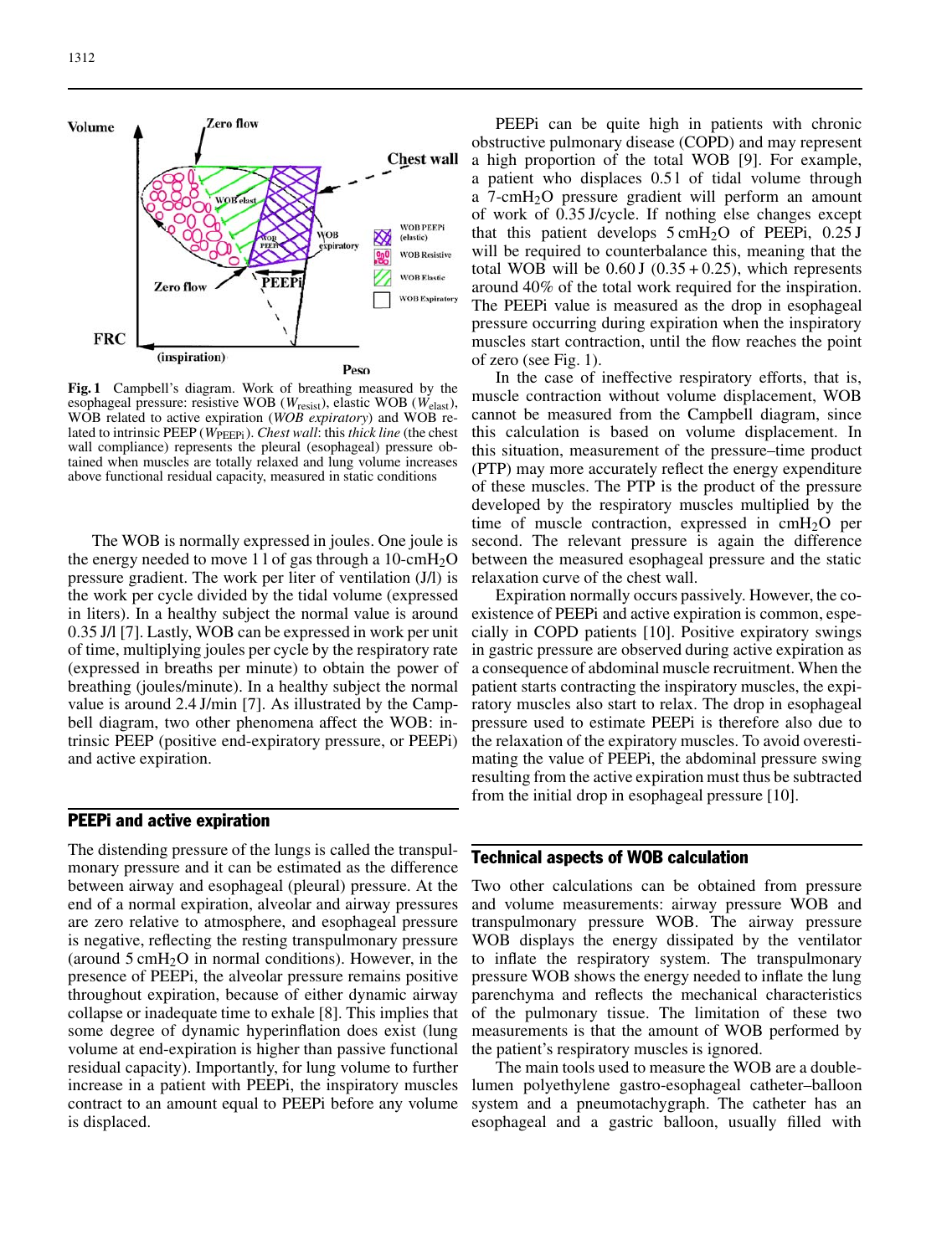Volume

Zero flow

Chest wall

WOB elast

WOB PEEPi

WOB expiratory

PEEPi

Zero flow

FRC

(inspiration)

Peso

WOB PEEPi (elastic)

WOB Resistive

WOB Elastic

WOB Expiratory

**Fig. 1** Campbell's diagram. Work of breathing measured by the esophageal pressure: resistive WOB ($W_{\text{resist}}$), elastic WOB ($W_{\text{elast}}$), WOB related to active expiration (*WOB expiratory*) and WOB related to intrinsic PEEP ($W_{\text{PEEPi}}$). *Chest wall*: this *thick line* (the chest wall compliance) represents the pleural (esophageal) pressure obtained when muscles are totally relaxed and lung volume increases above functional residual capacity, measured in static conditions

The WOB is normally expressed in joules. One joule is the energy needed to move 1 l of gas through a 10-cm$H_2O$ pressure gradient. The work per liter of ventilation (J/l) is the work per cycle divided by the tidal volume (expressed in liters). In a healthy subject the normal value is around 0.35 J/l [7]. Lastly, WOB can be expressed in work per unit of time, multiplying joules per cycle by the respiratory rate (expressed in breaths per minute) to obtain the power of breathing (joules/minute). In a healthy subject the normal value is around 2.4 J/min [7]. As illustrated by the Campbell diagram, two other phenomena affect the WOB: intrinsic PEEP (positive end-expiratory pressure, or PEEPi) and active expiration.

## PEEPi and active expiration

The distending pressure of the lungs is called the transpulmonary pressure and it can be estimated as the difference between airway and esophageal (pleural) pressure. At the end of a normal expiration, alveolar and airway pressures are zero relative to atmosphere, and esophageal pressure is negative, reflecting the resting transpulmonary pressure (around 5 cm$H_2O$ in normal conditions). However, in the presence of PEEPi, the alveolar pressure remains positive throughout expiration, because of either dynamic airway collapse or inadequate time to exhale [8]. This implies that some degree of dynamic hyperinflation does exist (lung volume at end-expiration is higher than passive functional residual capacity). Importantly, for lung volume to further increase in a patient with PEEPi, the inspiratory muscles contract to an amount equal to PEEPi before any volume is displaced.

PEEPi can be quite high in patients with chronic obstructive pulmonary disease (COPD) and may represent a high proportion of the total WOB [9]. For example, a patient who displaces 0.5 l of tidal volume through a 7-cm$H_2O$ pressure gradient will perform an amount of work of 0.35 J/cycle. If nothing else changes except that this patient develops 5 cm$H_2O$ of PEEPi, 0.25 J will be required to counterbalance this, meaning that the total WOB will be 0.60 J (0.35 + 0.25), which represents around 40% of the total work required for the inspiration. The PEEPi value is measured as the drop in esophageal pressure occurring during expiration when the inspiratory muscles start contraction, until the flow reaches the point of zero (see Fig. 1).

In the case of ineffective respiratory efforts, that is, muscle contraction without volume displacement, WOB cannot be measured from the Campbell diagram, since this calculation is based on volume displacement. In this situation, measurement of the pressure–time product (PTP) may more accurately reflect the energy expenditure of these muscles. The PTP is the product of the pressure developed by the respiratory muscles multiplied by the time of muscle contraction, expressed in cm$H_2O$ per second. The relevant pressure is again the difference between the measured esophageal pressure and the static relaxation curve of the chest wall.

Expiration normally occurs passively. However, the coexistence of PEEPi and active expiration is common, especially in COPD patients [10]. Positive expiratory swings in gastric pressure are observed during active expiration as a consequence of abdominal muscle recruitment. When the patient starts contracting the inspiratory muscles, the expiratory muscles also start to relax. The drop in esophageal pressure used to estimate PEEPi is therefore also due to the relaxation of the expiratory muscles. To avoid overestimating the value of PEEPi, the abdominal pressure swing resulting from the active expiration must thus be subtracted from the initial drop in esophageal pressure [10].

## Technical aspects of WOB calculation

Two other calculations can be obtained from pressure and volume measurements: airway pressure WOB and transpulmonary pressure WOB. The airway pressure WOB displays the energy dissipated by the ventilator to inflate the respiratory system. The transpulmonary pressure WOB shows the energy needed to inflate the lung parenchyma and reflects the mechanical characteristics of the pulmonary tissue. The limitation of these two measurements is that the amount of WOB performed by the patient's respiratory muscles is ignored.

The main tools used to measure the WOB are a double-lumen polyethylene gastro-esophageal catheter–balloon system and a pneumotachygraph. The catheter has an esophageal and a gastric balloon, usually filled with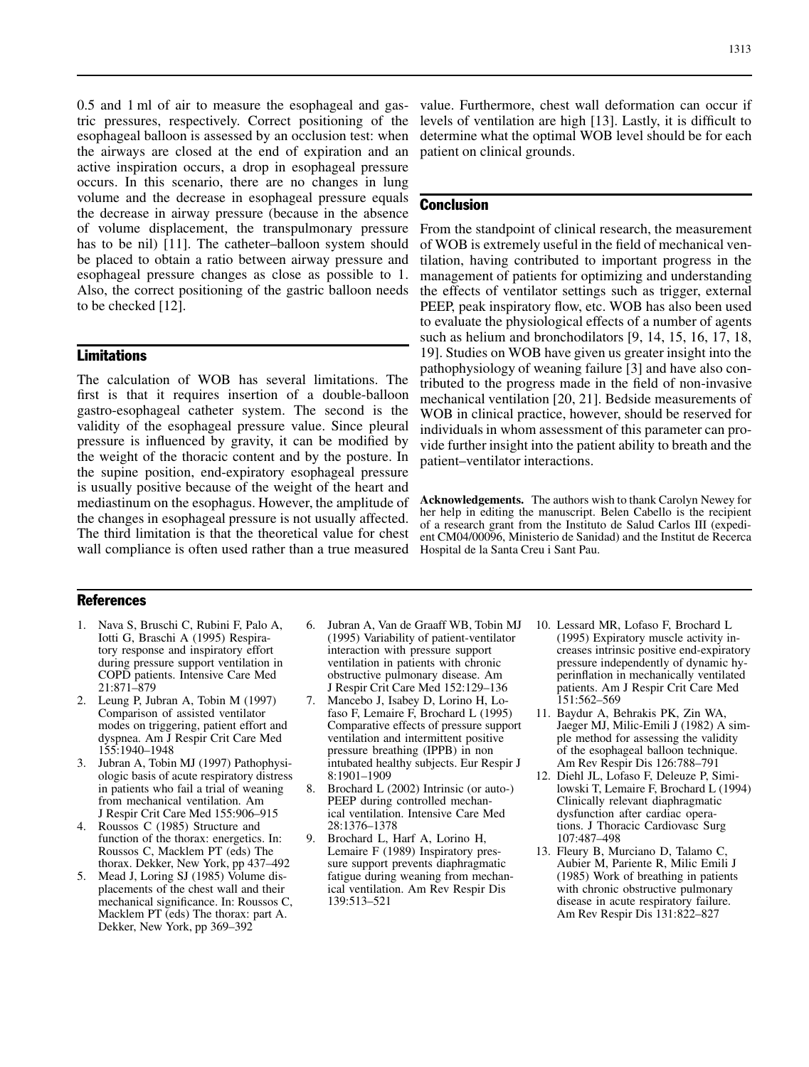0.5 and 1 ml of air to measure the esophageal and gastric pressures, respectively. Correct positioning of the esophageal balloon is assessed by an occlusion test: when the airways are closed at the end of expiration and an active inspiration occurs, a drop in esophageal pressure occurs. In this scenario, there are no changes in lung volume and the decrease in esophageal pressure equals the decrease in airway pressure (because in the absence of volume displacement, the transpulmonary pressure has to be nil) [11]. The catheter–balloon system should be placed to obtain a ratio between airway pressure and esophageal pressure changes as close as possible to 1. Also, the correct positioning of the gastric balloon needs to be checked [12].

## Limitations

The calculation of WOB has several limitations. The first is that it requires insertion of a double-balloon gastro-esophageal catheter system. The second is the validity of the esophageal pressure value. Since pleural pressure is influenced by gravity, it can be modified by the weight of the thoracic content and by the posture. In the supine position, end-expiratory esophageal pressure is usually positive because of the weight of the heart and mediastinum on the esophagus. However, the amplitude of the changes in esophageal pressure is not usually affected. The third limitation is that the theoretical value for chest wall compliance is often used rather than a true measured value. Furthermore, chest wall deformation can occur if levels of ventilation are high [13]. Lastly, it is difficult to determine what the optimal WOB level should be for each patient on clinical grounds.

## Conclusion

From the standpoint of clinical research, the measurement of WOB is extremely useful in the field of mechanical ventilation, having contributed to important progress in the management of patients for optimizing and understanding the effects of ventilator settings such as trigger, external PEEP, peak inspiratory flow, etc. WOB has also been used to evaluate the physiological effects of a number of agents such as helium and bronchodilators [9, 14, 15, 16, 17, 18, 19]. Studies on WOB have given us greater insight into the pathophysiology of weaning failure [3] and have also contributed to the progress made in the field of non-invasive mechanical ventilation [20, 21]. Bedside measurements of WOB in clinical practice, however, should be reserved for individuals in whom assessment of this parameter can provide further insight into the patient ability to breath and the patient–ventilator interactions.

**Acknowledgements.** The authors wish to thank Carolyn Newey for her help in editing the manuscript. Belen Cabello is the recipient of a research grant from the Instituto de Salud Carlos III (expedient CM04/00096, Ministerio de Sanidad) and the Institut de Recerca Hospital de la Santa Creu i Sant Pau.

## References

1. Nava S, Bruschi C, Rubini F, Palo A, Iotti G, Braschi A (1995) Respiratory response and inspiratory effort during pressure support ventilation in COPD patients. Intensive Care Med 21:871–879
2. Leung P, Jubran A, Tobin M (1997) Comparison of assisted ventilator modes on triggering, patient effort and dyspnea. Am J Respir Crit Care Med 155:1940–1948
3. Jubran A, Tobin MJ (1997) Pathophysiologic basis of acute respiratory distress in patients who fail a trial of weaning from mechanical ventilation. Am J Respir Crit Care Med 155:906–915
4. Roussos C (1985) Structure and function of the thorax: energetics. In: Roussos C, Macklem PT (eds) The thorax. Dekker, New York, pp 437–492
5. Mead J, Loring SJ (1985) Volume displacements of the chest wall and their mechanical significance. In: Roussos C, Macklem PT (eds) The thorax: part A. Dekker, New York, pp 369–392
6. Jubran A, Van de Graaff WB, Tobin MJ (1995) Variability of patient-ventilator interaction with pressure support ventilation in patients with chronic obstructive pulmonary disease. Am J Respir Crit Care Med 152:129–136
7. Mancebo J, Isabey D, Lorino H, Lofaso F, Lemaire F, Brochard L (1995) Comparative effects of pressure support ventilation and intermittent positive pressure breathing (IPPB) in non intubated healthy subjects. Eur Respir J 8:1901–1909
8. Brochard L (2002) Intrinsic (or auto-) PEEP during controlled mechanical ventilation. Intensive Care Med 28:1376–1378
9. Brochard L, Harf A, Lorino H, Lemaire F (1989) Inspiratory pressure support prevents diaphragmatic fatigue during weaning from mechanical ventilation. Am Rev Respir Dis 139:513–521
10. Lessard MR, Lofaso F, Brochard L (1995) Expiratory muscle activity increases intrinsic positive end-expiratory pressure independently of dynamic hyperinflation in mechanically ventilated patients. Am J Respir Crit Care Med 151:562–569
11. Baydur A, Behrakis PK, Zin WA, Jaeger MJ, Milic-Emili J (1982) A simple method for assessing the validity of the esophageal balloon technique. Am Rev Respir Dis 126:788–791
12. Diehl JL, Lofaso F, Deleuze P, Similowski T, Lemaire F, Brochard L (1994) Clinically relevant diaphragmatic dysfunction after cardiac operations. J Thoracic Cardiovasc Surg 107:487–498
13. Fleury B, Murciano D, Talamo C, Aubier M, Pariente R, Milic Emili J (1985) Work of breathing in patients with chronic obstructive pulmonary disease in acute respiratory failure. Am Rev Respir Dis 131:822–827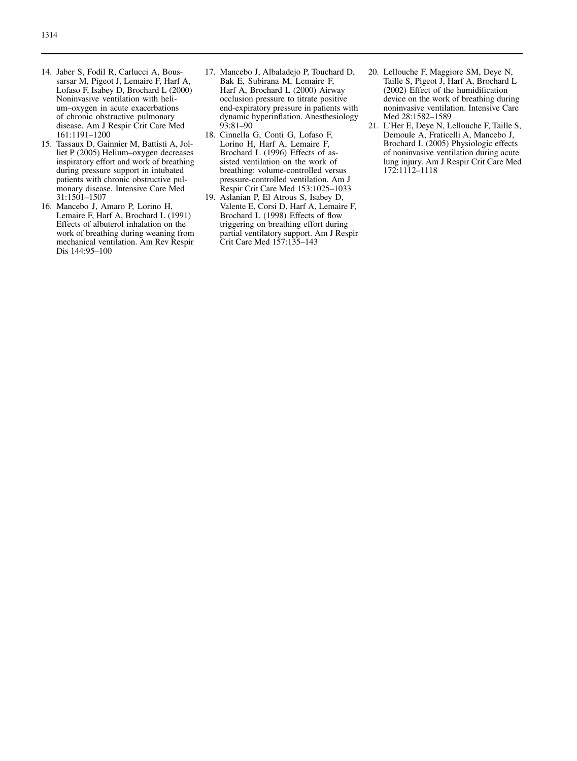14. Jaber S, Fodil R, Carlucci A, Boussarsar M, Pigeot J, Lemaire F, Harf A, Lofaso F, Isabey D, Brochard L (2000) Noninvasive ventilation with helium–oxygen in acute exacerbations of chronic obstructive pulmonary disease. Am J Respir Crit Care Med 161:1191–1200
15. Tassaux D, Gainnier M, Battisti A, Jolliet P (2005) Helium–oxygen decreases inspiratory effort and work of breathing during pressure support in intubated patients with chronic obstructive pulmonary disease. Intensive Care Med 31:1501–1507
16. Mancebo J, Amaro P, Lorino H, Lemaire F, Harf A, Brochard L (1991) Effects of albuterol inhalation on the work of breathing during weaning from mechanical ventilation. Am Rev Respir Dis 144:95–100
17. Mancebo J, Albaladejo P, Touchard D, Bak E, Subirana M, Lemaire F, Harf A, Brochard L (2000) Airway occlusion pressure to titrate positive end-expiratory pressure in patients with dynamic hyperinflation. Anesthesiology 93:81–90
18. Cinnella G, Conti G, Lofaso F, Lorino H, Harf A, Lemaire F, Brochard L (1996) Effects of assisted ventilation on the work of breathing: volume-controlled versus pressure-controlled ventilation. Am J Respir Crit Care Med 153:1025–1033
19. Aslanian P, El Atrous S, Isabey D, Valente E, Corsi D, Harf A, Lemaire F, Brochard L (1998) Effects of flow triggering on breathing effort during partial ventilatory support. Am J Respir Crit Care Med 157:135–143
20. Lellouche F, Maggiore SM, Deye N, Taille S, Pigeot J, Harf A, Brochard L (2002) Effect of the humidification device on the work of breathing during noninvasive ventilation. Intensive Care Med 28:1582–1589
21. L'Her E, Deye N, Lellouche F, Taille S, Demoule A, Fraticelli A, Mancebo J, Brochard L (2005) Physiologic effects of noninvasive ventilation during acute lung injury. Am J Respir Crit Care Med 172:1112–1118